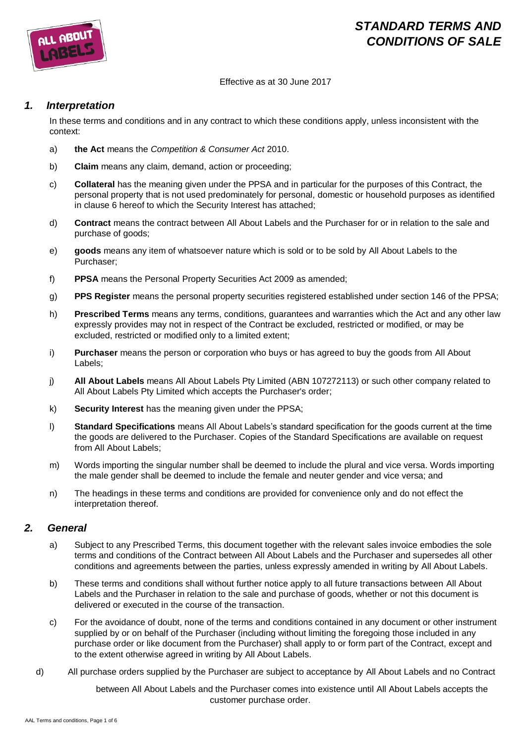# *STANDARD TERMS AND CONDITIONS OF SALE*

Effective as at 30 June 2017

## *1. Interpretation*

In these terms and conditions and in any contract to which these conditions apply, unless inconsistent with the context:

a) **the Act** means the *Competition & Consumer Act* 2010.

b) **Claim** means any claim, demand, action or proceeding;

c) **Collateral** has the meaning given under the PPSA and in particular for the purposes of this Contract, the personal property that is not used predominately for personal, domestic or household purposes as identified in clause 6 hereof to which the Security Interest has attached;

d) **Contract** means the contract between All About Labels and the Purchaser for or in relation to the sale and purchase of goods;

e) **goods** means any item of whatsoever nature which is sold or to be sold by All About Labels to the Purchaser;

f) **PPSA** means the Personal Property Securities Act 2009 as amended;

g) **PPS Register** means the personal property securities registered established under section 146 of the PPSA;

h) **Prescribed Terms** means any terms, conditions, guarantees and warranties which the Act and any other law expressly provides may not in respect of the Contract be excluded, restricted or modified, or may be excluded, restricted or modified only to a limited extent;

i) **Purchaser** means the person or corporation who buys or has agreed to buy the goods from All About Labels;

j) **All About Labels** means All About Labels Pty Limited (ABN 107272113) or such other company related to All About Labels Pty Limited which accepts the Purchaser's order;

k) **Security Interest** has the meaning given under the PPSA;

l) **Standard Specifications** means All About Labels's standard specification for the goods current at the time the goods are delivered to the Purchaser. Copies of the Standard Specifications are available on request from All About Labels;

m) Words importing the singular number shall be deemed to include the plural and vice versa. Words importing the male gender shall be deemed to include the female and neuter gender and vice versa; and

n) The headings in these terms and conditions are provided for convenience only and do not effect the interpretation thereof.

## *2. General*

a) Subject to any Prescribed Terms, this document together with the relevant sales invoice embodies the sole terms and conditions of the Contract between All About Labels and the Purchaser and supersedes all other conditions and agreements between the parties, unless expressly amended in writing by All About Labels.

b) These terms and conditions shall without further notice apply to all future transactions between All About Labels and the Purchaser in relation to the sale and purchase of goods, whether or not this document is delivered or executed in the course of the transaction.

c) For the avoidance of doubt, none of the terms and conditions contained in any document or other instrument supplied by or on behalf of the Purchaser (including without limiting the foregoing those included in any purchase order or like document from the Purchaser) shall apply to or form part of the Contract, except and to the extent otherwise agreed in writing by All About Labels.

d) All purchase orders supplied by the Purchaser are subject to acceptance by All About Labels and no Contract between All About Labels and the Purchaser comes into existence until All About Labels accepts the customer purchase order.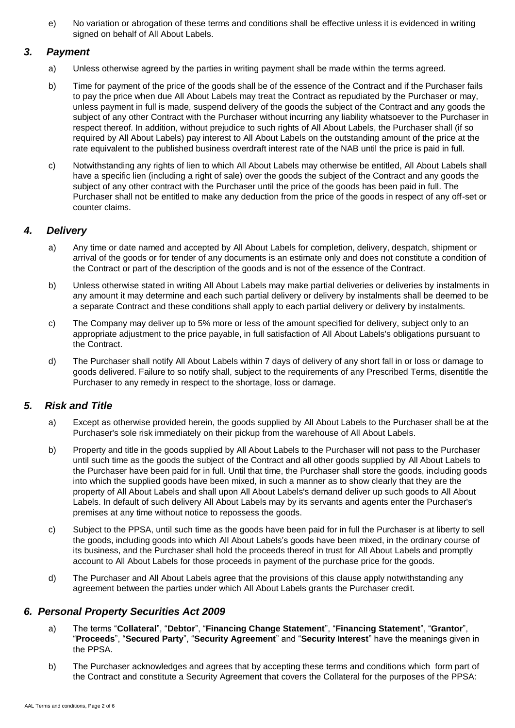e) No variation or abrogation of these terms and conditions shall be effective unless it is evidenced in writing signed on behalf of All About Labels.

## *3. Payment*

a) Unless otherwise agreed by the parties in writing payment shall be made within the terms agreed.

b) Time for payment of the price of the goods shall be of the essence of the Contract and if the Purchaser fails to pay the price when due All About Labels may treat the Contract as repudiated by the Purchaser or may, unless payment in full is made, suspend delivery of the goods the subject of the Contract and any goods the subject of any other Contract with the Purchaser without incurring any liability whatsoever to the Purchaser in respect thereof. In addition, without prejudice to such rights of All About Labels, the Purchaser shall (if so required by All About Labels) pay interest to All About Labels on the outstanding amount of the price at the rate equivalent to the published business overdraft interest rate of the NAB until the price is paid in full.

c) Notwithstanding any rights of lien to which All About Labels may otherwise be entitled, All About Labels shall have a specific lien (including a right of sale) over the goods the subject of the Contract and any goods the subject of any other contract with the Purchaser until the price of the goods has been paid in full. The Purchaser shall not be entitled to make any deduction from the price of the goods in respect of any off-set or counter claims.

## *4. Delivery*

a) Any time or date named and accepted by All About Labels for completion, delivery, despatch, shipment or arrival of the goods or for tender of any documents is an estimate only and does not constitute a condition of the Contract or part of the description of the goods and is not of the essence of the Contract.

b) Unless otherwise stated in writing All About Labels may make partial deliveries or deliveries by instalments in any amount it may determine and each such partial delivery or delivery by instalments shall be deemed to be a separate Contract and these conditions shall apply to each partial delivery or delivery by instalments.

c) The Company may deliver up to 5% more or less of the amount specified for delivery, subject only to an appropriate adjustment to the price payable, in full satisfaction of All About Labels's obligations pursuant to the Contract.

d) The Purchaser shall notify All About Labels within 7 days of delivery of any short fall in or loss or damage to goods delivered. Failure to so notify shall, subject to the requirements of any Prescribed Terms, disentitle the Purchaser to any remedy in respect to the shortage, loss or damage.

## *5. Risk and Title*

a) Except as otherwise provided herein, the goods supplied by All About Labels to the Purchaser shall be at the Purchaser's sole risk immediately on their pickup from the warehouse of All About Labels.

b) Property and title in the goods supplied by All About Labels to the Purchaser will not pass to the Purchaser until such time as the goods the subject of the Contract and all other goods supplied by All About Labels to the Purchaser have been paid for in full. Until that time, the Purchaser shall store the goods, including goods into which the supplied goods have been mixed, in such a manner as to show clearly that they are the property of All About Labels and shall upon All About Labels's demand deliver up such goods to All About Labels. In default of such delivery All About Labels may by its servants and agents enter the Purchaser's premises at any time without notice to repossess the goods.

c) Subject to the PPSA, until such time as the goods have been paid for in full the Purchaser is at liberty to sell the goods, including goods into which All About Labels's goods have been mixed, in the ordinary course of its business, and the Purchaser shall hold the proceeds thereof in trust for All About Labels and promptly account to All About Labels for those proceeds in payment of the purchase price for the goods.

d) The Purchaser and All About Labels agree that the provisions of this clause apply notwithstanding any agreement between the parties under which All About Labels grants the Purchaser credit.

## *6. Personal Property Securities Act 2009*

a) The terms "**Collateral**", "**Debtor**", "**Financing Change Statement**", "**Financing Statement**", "**Grantor**", "**Proceeds**", "**Secured Party**", "**Security Agreement**" and "**Security Interest**" have the meanings given in the PPSA.

b) The Purchaser acknowledges and agrees that by accepting these terms and conditions which form part of the Contract and constitute a Security Agreement that covers the Collateral for the purposes of the PPSA: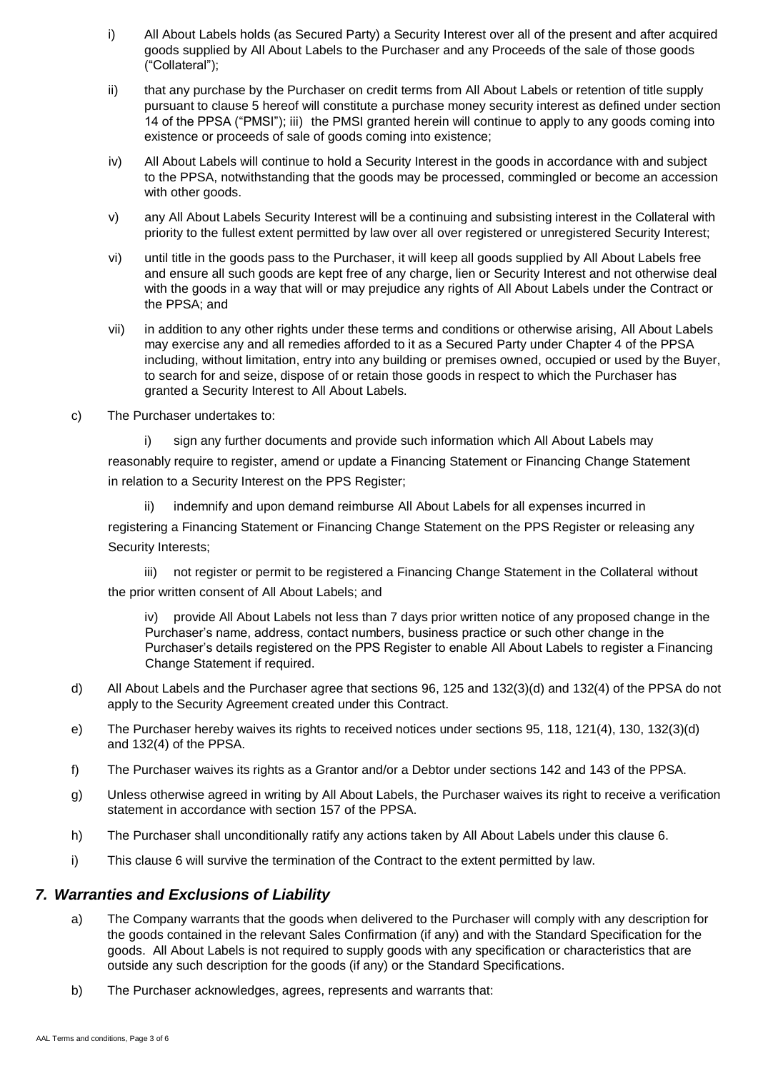i) All About Labels holds (as Secured Party) a Security Interest over all of the present and after acquired goods supplied by All About Labels to the Purchaser and any Proceeds of the sale of those goods ("Collateral");

ii) that any purchase by the Purchaser on credit terms from All About Labels or retention of title supply pursuant to clause 5 hereof will constitute a purchase money security interest as defined under section 14 of the PPSA ("PMSI"); iii) the PMSI granted herein will continue to apply to any goods coming into existence or proceeds of sale of goods coming into existence;

iv) All About Labels will continue to hold a Security Interest in the goods in accordance with and subject to the PPSA, notwithstanding that the goods may be processed, commingled or become an accession with other goods.

v) any All About Labels Security Interest will be a continuing and subsisting interest in the Collateral with priority to the fullest extent permitted by law over all over registered or unregistered Security Interest;

vi) until title in the goods pass to the Purchaser, it will keep all goods supplied by All About Labels free and ensure all such goods are kept free of any charge, lien or Security Interest and not otherwise deal with the goods in a way that will or may prejudice any rights of All About Labels under the Contract or the PPSA; and

vii) in addition to any other rights under these terms and conditions or otherwise arising, All About Labels may exercise any and all remedies afforded to it as a Secured Party under Chapter 4 of the PPSA including, without limitation, entry into any building or premises owned, occupied or used by the Buyer, to search for and seize, dispose of or retain those goods in respect to which the Purchaser has granted a Security Interest to All About Labels.

c) The Purchaser undertakes to:

i) sign any further documents and provide such information which All About Labels may reasonably require to register, amend or update a Financing Statement or Financing Change Statement in relation to a Security Interest on the PPS Register;

ii) indemnify and upon demand reimburse All About Labels for all expenses incurred in registering a Financing Statement or Financing Change Statement on the PPS Register or releasing any Security Interests;

iii) not register or permit to be registered a Financing Change Statement in the Collateral without the prior written consent of All About Labels; and

iv) provide All About Labels not less than 7 days prior written notice of any proposed change in the Purchaser's name, address, contact numbers, business practice or such other change in the Purchaser's details registered on the PPS Register to enable All About Labels to register a Financing Change Statement if required.

d) All About Labels and the Purchaser agree that sections 96, 125 and 132(3)(d) and 132(4) of the PPSA do not apply to the Security Agreement created under this Contract.

e) The Purchaser hereby waives its rights to received notices under sections 95, 118, 121(4), 130, 132(3)(d) and 132(4) of the PPSA.

f) The Purchaser waives its rights as a Grantor and/or a Debtor under sections 142 and 143 of the PPSA.

g) Unless otherwise agreed in writing by All About Labels, the Purchaser waives its right to receive a verification statement in accordance with section 157 of the PPSA.

h) The Purchaser shall unconditionally ratify any actions taken by All About Labels under this clause 6.

i) This clause 6 will survive the termination of the Contract to the extent permitted by law.

## *7. Warranties and Exclusions of Liability*

a) The Company warrants that the goods when delivered to the Purchaser will comply with any description for the goods contained in the relevant Sales Confirmation (if any) and with the Standard Specification for the goods. All About Labels is not required to supply goods with any specification or characteristics that are outside any such description for the goods (if any) or the Standard Specifications.

b) The Purchaser acknowledges, agrees, represents and warrants that: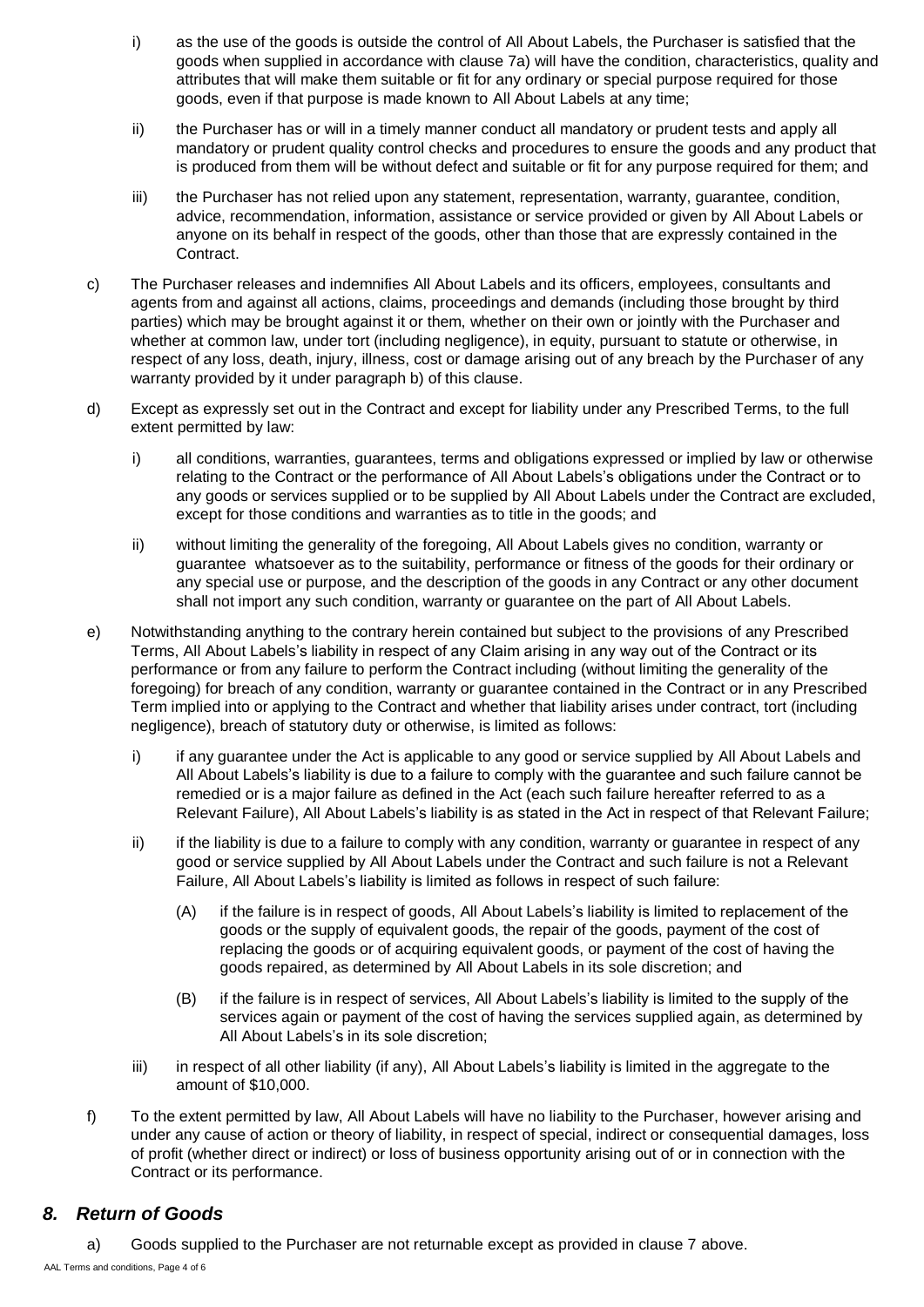i) as the use of the goods is outside the control of All About Labels, the Purchaser is satisfied that the goods when supplied in accordance with clause 7a) will have the condition, characteristics, quality and attributes that will make them suitable or fit for any ordinary or special purpose required for those goods, even if that purpose is made known to All About Labels at any time;

ii) the Purchaser has or will in a timely manner conduct all mandatory or prudent tests and apply all mandatory or prudent quality control checks and procedures to ensure the goods and any product that is produced from them will be without defect and suitable or fit for any purpose required for them; and

iii) the Purchaser has not relied upon any statement, representation, warranty, guarantee, condition, advice, recommendation, information, assistance or service provided or given by All About Labels or anyone on its behalf in respect of the goods, other than those that are expressly contained in the Contract.

c) The Purchaser releases and indemnifies All About Labels and its officers, employees, consultants and agents from and against all actions, claims, proceedings and demands (including those brought by third parties) which may be brought against it or them, whether on their own or jointly with the Purchaser and whether at common law, under tort (including negligence), in equity, pursuant to statute or otherwise, in respect of any loss, death, injury, illness, cost or damage arising out of any breach by the Purchaser of any warranty provided by it under paragraph b) of this clause.

d) Except as expressly set out in the Contract and except for liability under any Prescribed Terms, to the full extent permitted by law:

i) all conditions, warranties, guarantees, terms and obligations expressed or implied by law or otherwise relating to the Contract or the performance of All About Labels's obligations under the Contract or to any goods or services supplied or to be supplied by All About Labels under the Contract are excluded, except for those conditions and warranties as to title in the goods; and

ii) without limiting the generality of the foregoing, All About Labels gives no condition, warranty or guarantee whatsoever as to the suitability, performance or fitness of the goods for their ordinary or any special use or purpose, and the description of the goods in any Contract or any other document shall not import any such condition, warranty or guarantee on the part of All About Labels.

e) Notwithstanding anything to the contrary herein contained but subject to the provisions of any Prescribed Terms, All About Labels's liability in respect of any Claim arising in any way out of the Contract or its performance or from any failure to perform the Contract including (without limiting the generality of the foregoing) for breach of any condition, warranty or guarantee contained in the Contract or in any Prescribed Term implied into or applying to the Contract and whether that liability arises under contract, tort (including negligence), breach of statutory duty or otherwise, is limited as follows:

i) if any guarantee under the Act is applicable to any good or service supplied by All About Labels and All About Labels's liability is due to a failure to comply with the guarantee and such failure cannot be remedied or is a major failure as defined in the Act (each such failure hereafter referred to as a Relevant Failure), All About Labels's liability is as stated in the Act in respect of that Relevant Failure;

ii) if the liability is due to a failure to comply with any condition, warranty or guarantee in respect of any good or service supplied by All About Labels under the Contract and such failure is not a Relevant Failure, All About Labels's liability is limited as follows in respect of such failure:

(A) if the failure is in respect of goods, All About Labels's liability is limited to replacement of the goods or the supply of equivalent goods, the repair of the goods, payment of the cost of replacing the goods or of acquiring equivalent goods, or payment of the cost of having the goods repaired, as determined by All About Labels in its sole discretion; and

(B) if the failure is in respect of services, All About Labels's liability is limited to the supply of the services again or payment of the cost of having the services supplied again, as determined by All About Labels's in its sole discretion;

iii) in respect of all other liability (if any), All About Labels's liability is limited in the aggregate to the amount of $10,000.

f) To the extent permitted by law, All About Labels will have no liability to the Purchaser, however arising and under any cause of action or theory of liability, in respect of special, indirect or consequential damages, loss of profit (whether direct or indirect) or loss of business opportunity arising out of or in connection with the Contract or its performance.

## *8. Return of Goods*

a) Goods supplied to the Purchaser are not returnable except as provided in clause 7 above.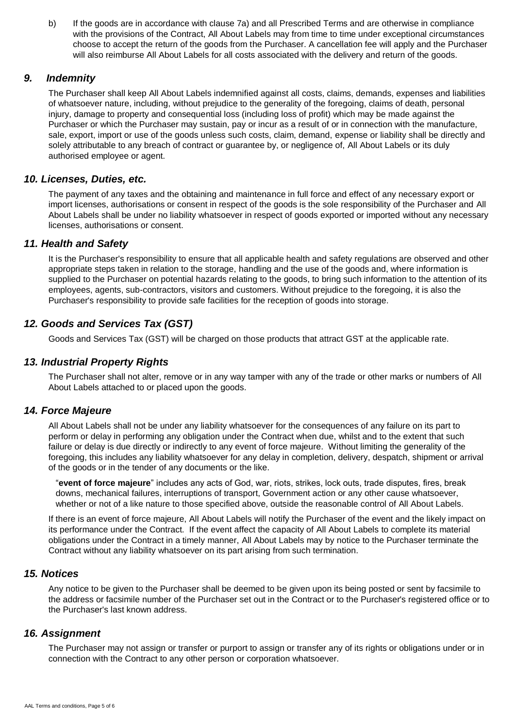b) If the goods are in accordance with clause 7a) and all Prescribed Terms and are otherwise in compliance with the provisions of the Contract, All About Labels may from time to time under exceptional circumstances choose to accept the return of the goods from the Purchaser. A cancellation fee will apply and the Purchaser will also reimburse All About Labels for all costs associated with the delivery and return of the goods.

### *9. Indemnity*

The Purchaser shall keep All About Labels indemnified against all costs, claims, demands, expenses and liabilities of whatsoever nature, including, without prejudice to the generality of the foregoing, claims of death, personal injury, damage to property and consequential loss (including loss of profit) which may be made against the Purchaser or which the Purchaser may sustain, pay or incur as a result of or in connection with the manufacture, sale, export, import or use of the goods unless such costs, claim, demand, expense or liability shall be directly and solely attributable to any breach of contract or guarantee by, or negligence of, All About Labels or its duly authorised employee or agent.

### *10. Licenses, Duties, etc.*

The payment of any taxes and the obtaining and maintenance in full force and effect of any necessary export or import licenses, authorisations or consent in respect of the goods is the sole responsibility of the Purchaser and All About Labels shall be under no liability whatsoever in respect of goods exported or imported without any necessary licenses, authorisations or consent.

### *11. Health and Safety*

It is the Purchaser's responsibility to ensure that all applicable health and safety regulations are observed and other appropriate steps taken in relation to the storage, handling and the use of the goods and, where information is supplied to the Purchaser on potential hazards relating to the goods, to bring such information to the attention of its employees, agents, sub-contractors, visitors and customers. Without prejudice to the foregoing, it is also the Purchaser's responsibility to provide safe facilities for the reception of goods into storage.

### *12. Goods and Services Tax (GST)*

Goods and Services Tax (GST) will be charged on those products that attract GST at the applicable rate.

### *13. Industrial Property Rights*

The Purchaser shall not alter, remove or in any way tamper with any of the trade or other marks or numbers of All About Labels attached to or placed upon the goods.

### *14. Force Majeure*

All About Labels shall not be under any liability whatsoever for the consequences of any failure on its part to perform or delay in performing any obligation under the Contract when due, whilst and to the extent that such failure or delay is due directly or indirectly to any event of force majeure. Without limiting the generality of the foregoing, this includes any liability whatsoever for any delay in completion, delivery, despatch, shipment or arrival of the goods or in the tender of any documents or the like.

"**event of force majeure**" includes any acts of God, war, riots, strikes, lock outs, trade disputes, fires, break downs, mechanical failures, interruptions of transport, Government action or any other cause whatsoever, whether or not of a like nature to those specified above, outside the reasonable control of All About Labels.

If there is an event of force majeure, All About Labels will notify the Purchaser of the event and the likely impact on its performance under the Contract. If the event affect the capacity of All About Labels to complete its material obligations under the Contract in a timely manner, All About Labels may by notice to the Purchaser terminate the Contract without any liability whatsoever on its part arising from such termination.

### *15. Notices*

Any notice to be given to the Purchaser shall be deemed to be given upon its being posted or sent by facsimile to the address or facsimile number of the Purchaser set out in the Contract or to the Purchaser's registered office or to the Purchaser's last known address.

### *16. Assignment*

The Purchaser may not assign or transfer or purport to assign or transfer any of its rights or obligations under or in connection with the Contract to any other person or corporation whatsoever.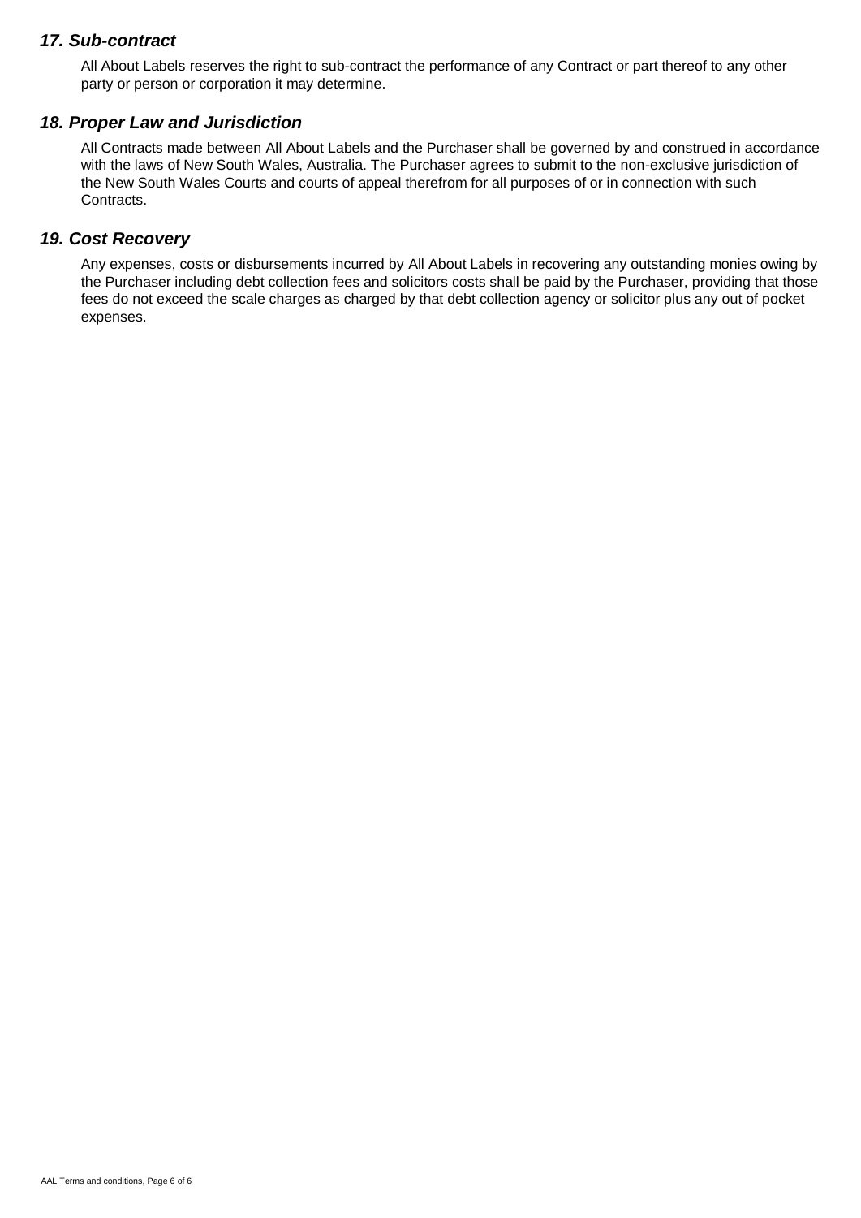### *17. Sub-contract*

All About Labels reserves the right to sub-contract the performance of any Contract or part thereof to any other party or person or corporation it may determine.

### *18. Proper Law and Jurisdiction*

All Contracts made between All About Labels and the Purchaser shall be governed by and construed in accordance with the laws of New South Wales, Australia. The Purchaser agrees to submit to the non-exclusive jurisdiction of the New South Wales Courts and courts of appeal therefrom for all purposes of or in connection with such Contracts.

### *19. Cost Recovery*

Any expenses, costs or disbursements incurred by All About Labels in recovering any outstanding monies owing by the Purchaser including debt collection fees and solicitors costs shall be paid by the Purchaser, providing that those fees do not exceed the scale charges as charged by that debt collection agency or solicitor plus any out of pocket expenses.